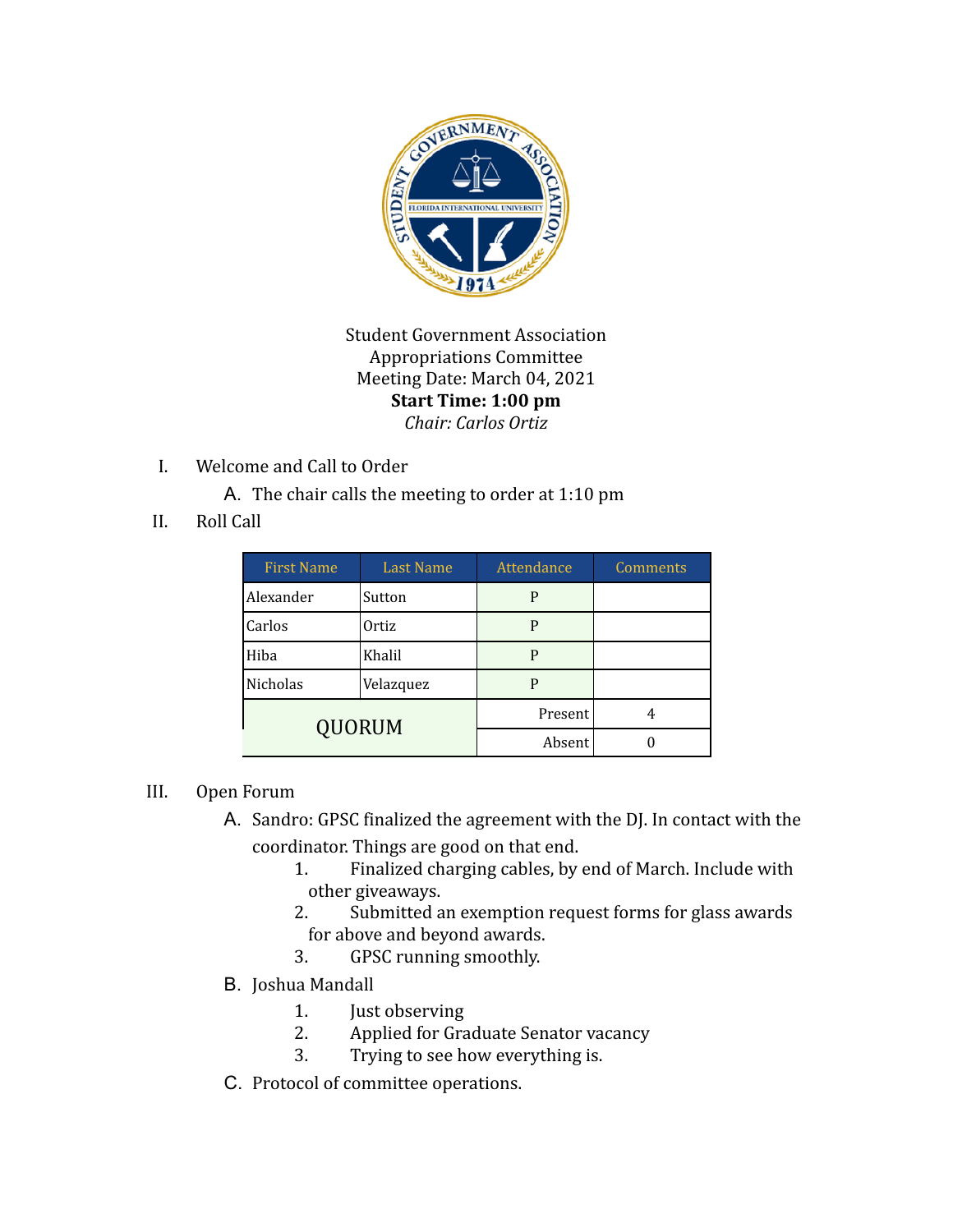Student Government Association
Appropriations Committee
Meeting Date: March 04, 2021
**Start Time: 1:00 pm**
*Chair: Carlos Ortiz*

I. Welcome and Call to Order
   A. The chair calls the meeting to order at 1:10 pm

II. Roll Call

| First Name | Last Name | Attendance | Comments |
|---|---|---|---|
| Alexander | Sutton | P | |
| Carlos | Ortiz | P | |
| Hiba | Khalil | P | |
| Nicholas | Velazquez | P | |
| QUORUM | | Present | 4 |
| | | Absent | 0 |

III. Open Forum
   A. Sandro: GPSC finalized the agreement with the DJ. In contact with the coordinator. Things are good on that end.
      1. Finalized charging cables, by end of March. Include with other giveaways.
      2. Submitted an exemption request forms for glass awards for above and beyond awards.
      3. GPSC running smoothly.
   B. Joshua Mandall
      1. Just observing
      2. Applied for Graduate Senator vacancy
      3. Trying to see how everything is.
   C. Protocol of committee operations.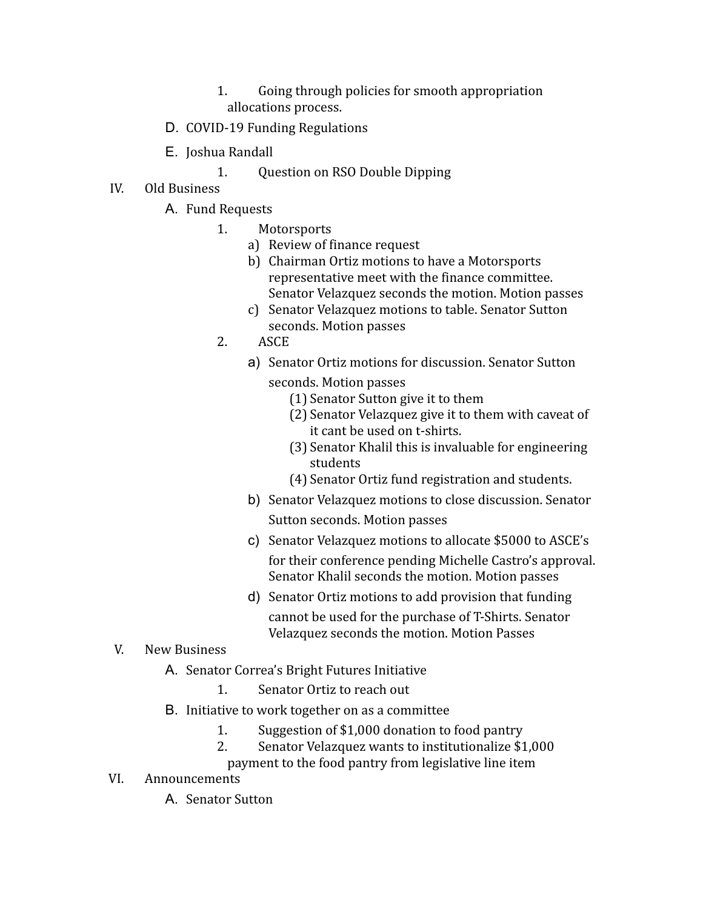1. Going through policies for smooth appropriation allocations process.

    D. COVID-19 Funding Regulations

    E. Joshua Randall

        1. Question on RSO Double Dipping

IV. Old Business

    A. Fund Requests

        1. Motorsports

            a) Review of finance request

            b) Chairman Ortiz motions to have a Motorsports representative meet with the finance committee. Senator Velazquez seconds the motion. Motion passes

            c) Senator Velazquez motions to table. Senator Sutton seconds. Motion passes

        2. ASCE

            a) Senator Ortiz motions for discussion. Senator Sutton seconds. Motion passes

                (1) Senator Sutton give it to them

                (2) Senator Velazquez give it to them with caveat of it cant be used on t-shirts.

                (3) Senator Khalil this is invaluable for engineering students

                (4) Senator Ortiz fund registration and students.

            b) Senator Velazquez motions to close discussion. Senator Sutton seconds. Motion passes

            c) Senator Velazquez motions to allocate $5000 to ASCE's for their conference pending Michelle Castro's approval. Senator Khalil seconds the motion. Motion passes

            d) Senator Ortiz motions to add provision that funding cannot be used for the purchase of T-Shirts. Senator Velazquez seconds the motion. Motion Passes

V. New Business

    A. Senator Correa's Bright Futures Initiative

        1. Senator Ortiz to reach out

    B. Initiative to work together on as a committee

        1. Suggestion of $1,000 donation to food pantry

        2. Senator Velazquez wants to institutionalize $1,000 payment to the food pantry from legislative line item

VI. Announcements

    A. Senator Sutton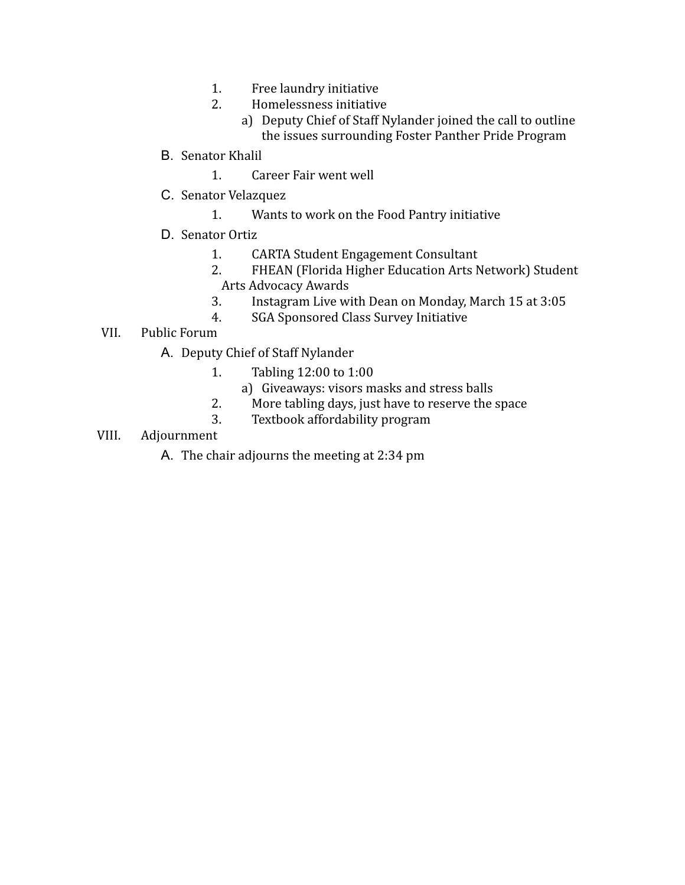1. Free laundry initiative
2. Homelessness initiative
   a) Deputy Chief of Staff Nylander joined the call to outline the issues surrounding Foster Panther Pride Program

B. Senator Khalil
   1. Career Fair went well

C. Senator Velazquez
   1. Wants to work on the Food Pantry initiative

D. Senator Ortiz
   1. CARTA Student Engagement Consultant
   2. FHEAN (Florida Higher Education Arts Network) Student Arts Advocacy Awards
   3. Instagram Live with Dean on Monday, March 15 at 3:05
   4. SGA Sponsored Class Survey Initiative

VII. Public Forum

A. Deputy Chief of Staff Nylander
   1. Tabling 12:00 to 1:00
      a) Giveaways: visors masks and stress balls
   2. More tabling days, just have to reserve the space
   3. Textbook affordability program

VIII. Adjournment

A. The chair adjourns the meeting at 2:34 pm